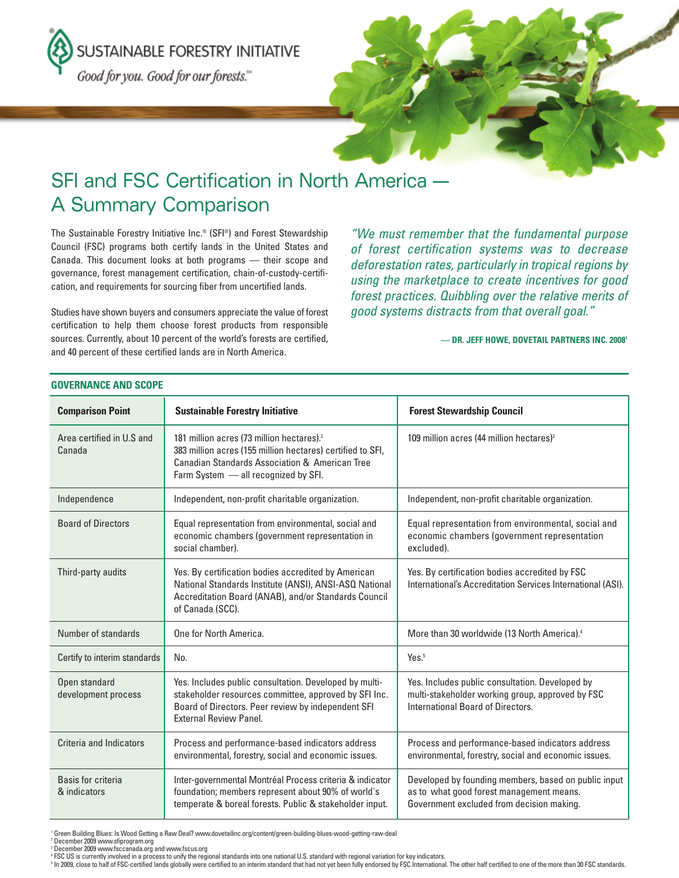SUSTAINABLE FORESTRY INITIATIVE®

*Good for you. Good for our forests.℠*

# SFI and FSC Certification in North America — A Summary Comparison

The Sustainable Forestry Initiative Inc.® (SFI®) and Forest Stewardship Council (FSC) programs both certify lands in the United States and Canada. This document looks at both programs — their scope and governance, forest management certification, chain-of-custody-certification, and requirements for sourcing fiber from uncertified lands.

Studies have shown buyers and consumers appreciate the value of forest certification to help them choose forest products from responsible sources. Currently, about 10 percent of the world's forests are certified, and 40 percent of these certified lands are in North America.

> *"We must remember that the fundamental purpose of forest certification systems was to decrease deforestation rates, particularly in tropical regions by using the marketplace to create incentives for good forest practices. Quibbling over the relative merits of good systems distracts from that overall goal."*
>
> **— DR. JEFF HOWE, DOVETAIL PARTNERS INC. 2008**[1]

## GOVERNANCE AND SCOPE

| Comparison Point | Sustainable Forestry Initiative | Forest Stewardship Council |
|---|---|---|
| Area certified in U.S and Canada | 181 million acres (73 million hectares).[2] 383 million acres (155 million hectares) certified to SFI, Canadian Standards Association & American Tree Farm System — all recognized by SFI. | 109 million acres (44 million hectares)[3] |
| Independence | Independent, non-profit charitable organization. | Independent, non-profit charitable organization. |
| Board of Directors | Equal representation from environmental, social and economic chambers (government representation in social chamber). | Equal representation from environmental, social and economic chambers (government representation excluded). |
| Third-party audits | Yes. By certification bodies accredited by American National Standards Institute (ANSI), ANSI-ASQ National Accreditation Board (ANAB), and/or Standards Council of Canada (SCC). | Yes. By certification bodies accredited by FSC International's Accreditation Services International (ASI). |
| Number of standards | One for North America. | More than 30 worldwide (13 North America).[4] |
| Certify to interim standards | No. | Yes.[5] |
| Open standard development process | Yes. Includes public consultation. Developed by multi-stakeholder resources committee, approved by SFI Inc. Board of Directors. Peer review by independent SFI External Review Panel. | Yes. Includes public consultation. Developed by multi-stakeholder working group, approved by FSC International Board of Directors. |
| Criteria and Indicators | Process and performance-based indicators address environmental, forestry, social and economic issues. | Process and performance-based indicators address environmental, forestry, social and economic issues. |
| Basis for criteria & indicators | Inter-governmental Montréal Process criteria & indicator foundation; members represent about 90% of world's temperate & boreal forests. Public & stakeholder input. | Developed by founding members, based on public input as to what good forest management means. Government excluded from decision making. |

[1] Green Building Blues: Is Wood Getting a Raw Deal? www.dovetailinc.org/content/green-building-blues-wood-getting-raw-deal
[2] December 2009 www.sfiprogram.org
[3] December 2009 www.fsccanada.org and www.fscus.org
[4] FSC US is currently involved in a process to unify the regional standards into one national U.S. standard with regional variation for key indicators.
[5] In 2009, close to half of FSC-certified lands globally were certified to an interim standard that had not yet been fully endorsed by FSC International. The other half certified to one of the more than 30 FSC standards.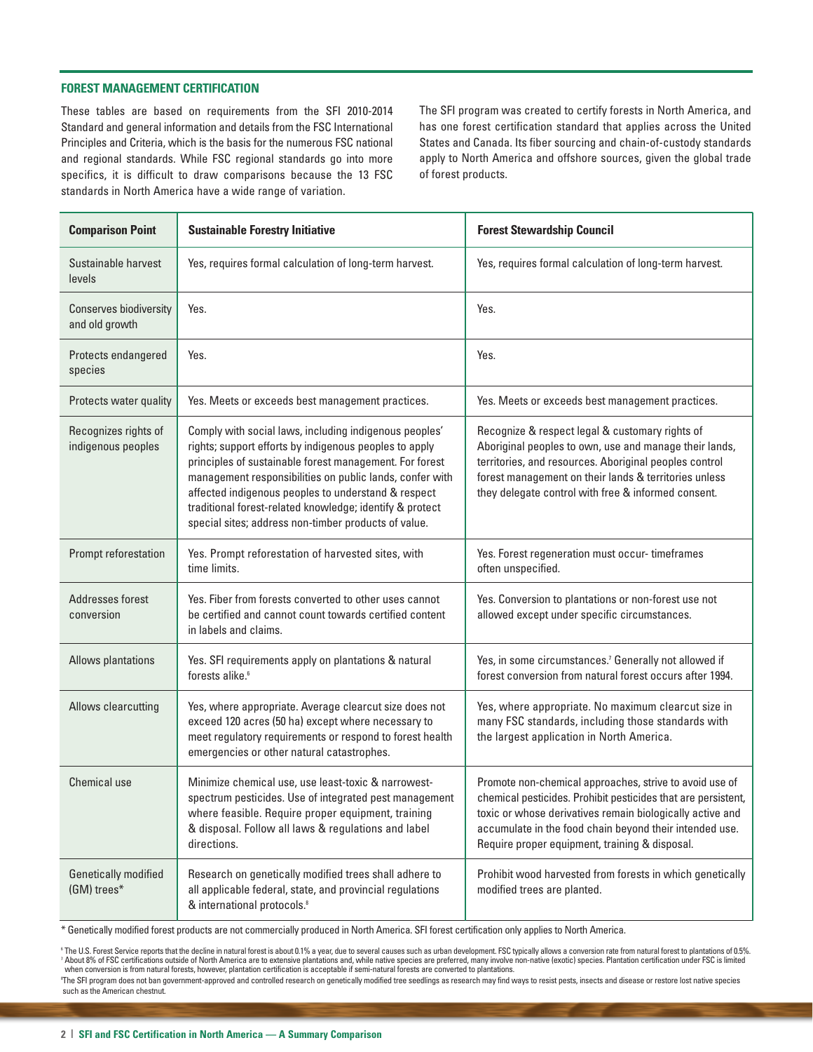## FOREST MANAGEMENT CERTIFICATION

These tables are based on requirements from the SFI 2010-2014 Standard and general information and details from the FSC International Principles and Criteria, which is the basis for the numerous FSC national and regional standards. While FSC regional standards go into more specifics, it is difficult to draw comparisons because the 13 FSC standards in North America have a wide range of variation.

The SFI program was created to certify forests in North America, and has one forest certification standard that applies across the United States and Canada. Its fiber sourcing and chain-of-custody standards apply to North America and offshore sources, given the global trade of forest products.

| Comparison Point | Sustainable Forestry Initiative | Forest Stewardship Council |
|---|---|---|
| Sustainable harvest levels | Yes, requires formal calculation of long-term harvest. | Yes, requires formal calculation of long-term harvest. |
| Conserves biodiversity and old growth | Yes. | Yes. |
| Protects endangered species | Yes. | Yes. |
| Protects water quality | Yes. Meets or exceeds best management practices. | Yes. Meets or exceeds best management practices. |
| Recognizes rights of indigenous peoples | Comply with social laws, including indigenous peoples' rights; support efforts by indigenous peoples to apply principles of sustainable forest management. For forest management responsibilities on public lands, confer with affected indigenous peoples to understand & respect traditional forest-related knowledge; identify & protect special sites; address non-timber products of value. | Recognize & respect legal & customary rights of Aboriginal peoples to own, use and manage their lands, territories, and resources. Aboriginal peoples control forest management on their lands & territories unless they delegate control with free & informed consent. |
| Prompt reforestation | Yes. Prompt reforestation of harvested sites, with time limits. | Yes. Forest regeneration must occur- timeframes often unspecified. |
| Addresses forest conversion | Yes. Fiber from forests converted to other uses cannot be certified and cannot count towards certified content in labels and claims. | Yes. Conversion to plantations or non-forest use not allowed except under specific circumstances. |
| Allows plantations | Yes. SFI requirements apply on plantations & natural forests alike.[6] | Yes, in some circumstances.[7] Generally not allowed if forest conversion from natural forest occurs after 1994. |
| Allows clearcutting | Yes, where appropriate. Average clearcut size does not exceed 120 acres (50 ha) except where necessary to meet regulatory requirements or respond to forest health emergencies or other natural catastrophes. | Yes, where appropriate. No maximum clearcut size in many FSC standards, including those standards with the largest application in North America. |
| Chemical use | Minimize chemical use, use least-toxic & narrowest-spectrum pesticides. Use of integrated pest management where feasible. Require proper equipment, training & disposal. Follow all laws & regulations and label directions. | Promote non-chemical approaches, strive to avoid use of chemical pesticides. Prohibit pesticides that are persistent, toxic or whose derivatives remain biologically active and accumulate in the food chain beyond their intended use. Require proper equipment, training & disposal. |
| Genetically modified (GM) trees* | Research on genetically modified trees shall adhere to all applicable federal, state, and provincial regulations & international protocols.[8] | Prohibit wood harvested from forests in which genetically modified trees are planted. |

\* Genetically modified forest products are not commercially produced in North America. SFI forest certification only applies to North America.

[6] The U.S. Forest Service reports that the decline in natural forest is about 0.1% a year, due to several causes such as urban development. FSC typically allows a conversion rate from natural forest to plantations of 0.5%.
[7] About 8% of FSC certifications outside of North America are to extensive plantations and, while native species are preferred, many involve non-native (exotic) species. Plantation certification under FSC is limited when conversion is from natural forests, however, plantation certification is acceptable if semi-natural forests are converted to plantations.
[8] The SFI program does not ban government-approved and controlled research on genetically modified tree seedlings as research may find ways to resist pests, insects and disease or restore lost native species such as the American chestnut.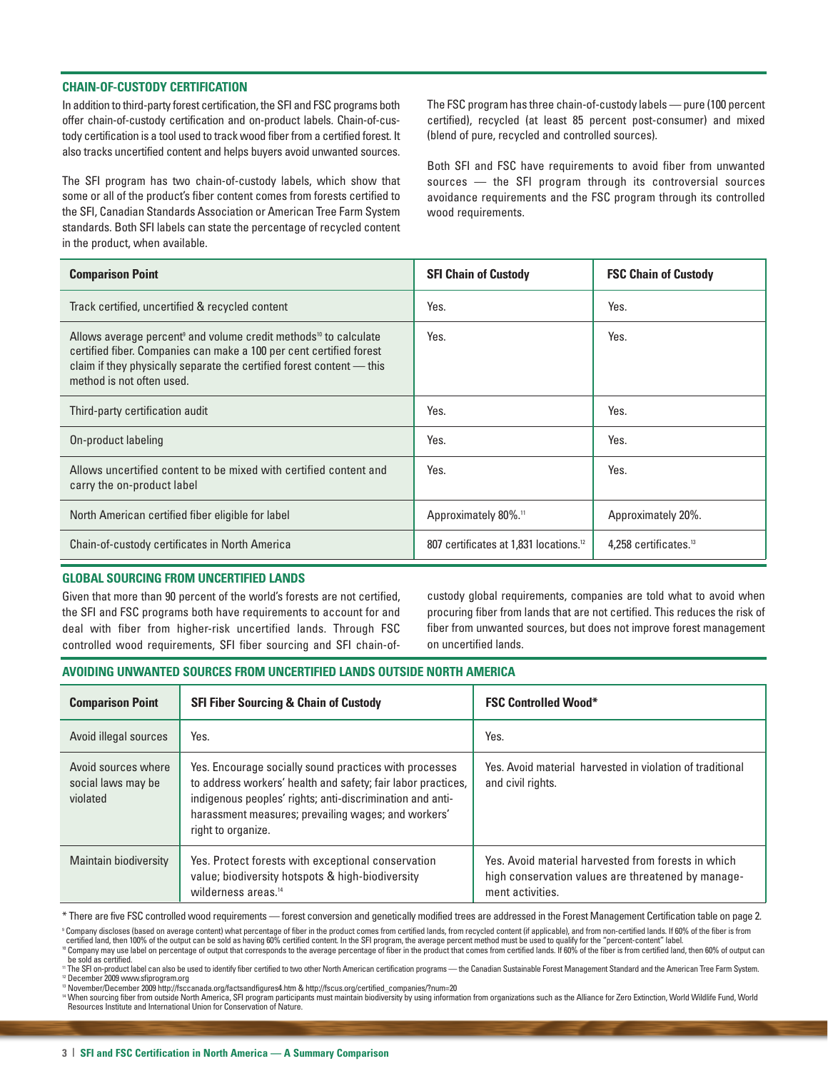## CHAIN-OF-CUSTODY CERTIFICATION

In addition to third-party forest certification, the SFI and FSC programs both offer chain-of-custody certification and on-product labels. Chain-of-custody certification is a tool used to track wood fiber from a certified forest. It also tracks uncertified content and helps buyers avoid unwanted sources.

The SFI program has two chain-of-custody labels, which show that some or all of the product's fiber content comes from forests certified to the SFI, Canadian Standards Association or American Tree Farm System standards. Both SFI labels can state the percentage of recycled content in the product, when available.

The FSC program has three chain-of-custody labels — pure (100 percent certified), recycled (at least 85 percent post-consumer) and mixed (blend of pure, recycled and controlled sources).

Both SFI and FSC have requirements to avoid fiber from unwanted sources — the SFI program through its controversial sources avoidance requirements and the FSC program through its controlled wood requirements.

| Comparison Point | SFI Chain of Custody | FSC Chain of Custody |
| --- | --- | --- |
| Track certified, uncertified & recycled content | Yes. | Yes. |
| Allows average percent[9] and volume credit methods[10] to calculate certified fiber. Companies can make a 100 per cent certified forest claim if they physically separate the certified forest content — this method is not often used. | Yes. | Yes. |
| Third-party certification audit | Yes. | Yes. |
| On-product labeling | Yes. | Yes. |
| Allows uncertified content to be mixed with certified content and carry the on-product label | Yes. | Yes. |
| North American certified fiber eligible for label | Approximately 80%.[11] | Approximately 20%. |
| Chain-of-custody certificates in North America | 807 certificates at 1,831 locations.[12] | 4,258 certificates.[13] |

## GLOBAL SOURCING FROM UNCERTIFIED LANDS

Given that more than 90 percent of the world's forests are not certified, the SFI and FSC programs both have requirements to account for and deal with fiber from higher-risk uncertified lands. Through FSC controlled wood requirements, SFI fiber sourcing and SFI chain-of-custody global requirements, companies are told what to avoid when procuring fiber from lands that are not certified. This reduces the risk of fiber from unwanted sources, but does not improve forest management on uncertified lands.

## AVOIDING UNWANTED SOURCES FROM UNCERTIFIED LANDS OUTSIDE NORTH AMERICA

| Comparison Point | SFI Fiber Sourcing & Chain of Custody | FSC Controlled Wood* |
| --- | --- | --- |
| Avoid illegal sources | Yes. | Yes. |
| Avoid sources where social laws may be violated | Yes. Encourage socially sound practices with processes to address workers' health and safety; fair labor practices, indigenous peoples' rights; anti-discrimination and anti-harassment measures; prevailing wages; and workers' right to organize. | Yes. Avoid material harvested in violation of traditional and civil rights. |
| Maintain biodiversity | Yes. Protect forests with exceptional conservation value; biodiversity hotspots & high-biodiversity wilderness areas.[14] | Yes. Avoid material harvested from forests in which high conservation values are threatened by management activities. |

\* There are five FSC controlled wood requirements — forest conversion and genetically modified trees are addressed in the Forest Management Certification table on page 2.

[9] Company discloses (based on average content) what percentage of fiber in the product comes from certified lands, from recycled content (if applicable), and from non-certified lands. If 60% of the fiber is from certified land, then 100% of the output can be sold as having 60% certified content. In the SFI program, the average percent method must be used to qualify for the "percent-content" label.

[10] Company may use label on percentage of output that corresponds to the average percentage of fiber in the product that comes from certified lands. If 60% of the fiber is from certified land, then 60% of output can be sold as certified.

[11] The SFI on-product label can also be used to identify fiber certified to two other North American certification programs — the Canadian Sustainable Forest Management Standard and the American Tree Farm System.

[12] December 2009 www.sfiprogram.org

[13] November/December 2009 http://fsccanada.org/factsandfigures4.htm & http://fscus.org/certified_companies/?num=20

[14] When sourcing fiber from outside North America, SFI program participants must maintain biodiversity by using information from organizations such as the Alliance for Zero Extinction, World Wildlife Fund, World Resources Institute and International Union for Conservation of Nature.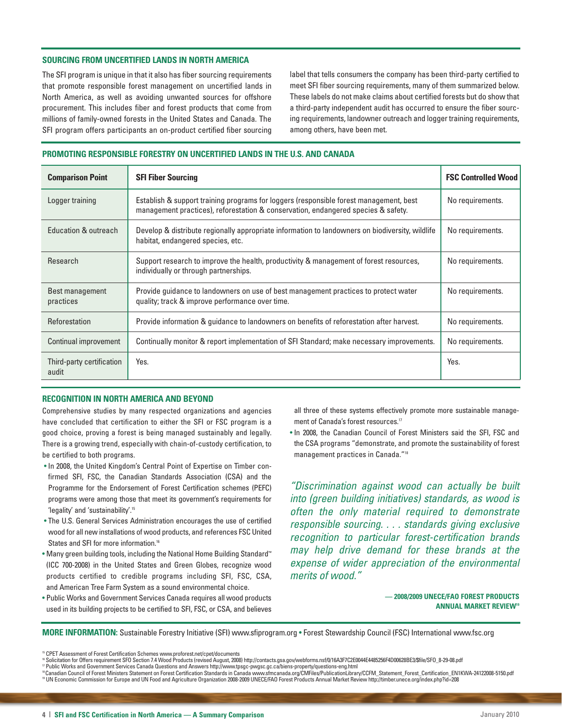## SOURCING FROM UNCERTIFIED LANDS IN NORTH AMERICA

The SFI program is unique in that it also has fiber sourcing requirements that promote responsible forest management on uncertified lands in North America, as well as avoiding unwanted sources for offshore procurement. This includes fiber and forest products that come from millions of family-owned forests in the United States and Canada. The SFI program offers participants an on-product certified fiber sourcing label that tells consumers the company has been third-party certified to meet SFI fiber sourcing requirements, many of them summarized below. These labels do not make claims about certified forests but do show that a third-party independent audit has occurred to ensure the fiber sourcing requirements, landowner outreach and logger training requirements, among others, have been met.

## PROMOTING RESPONSIBLE FORESTRY ON UNCERTIFIED LANDS IN THE U.S. AND CANADA

| Comparison Point | SFI Fiber Sourcing | FSC Controlled Wood |
|---|---|---|
| Logger training | Establish & support training programs for loggers (responsible forest management, best management practices), reforestation & conservation, endangered species & safety. | No requirements. |
| Education & outreach | Develop & distribute regionally appropriate information to landowners on biodiversity, wildlife habitat, endangered species, etc. | No requirements. |
| Research | Support research to improve the health, productivity & management of forest resources, individually or through partnerships. | No requirements. |
| Best management practices | Provide guidance to landowners on use of best management practices to protect water quality; track & improve performance over time. | No requirements. |
| Reforestation | Provide information & guidance to landowners on benefits of reforestation after harvest. | No requirements. |
| Continual improvement | Continually monitor & report implementation of SFI Standard; make necessary improvements. | No requirements. |
| Third-party certification audit | Yes. | Yes. |

## RECOGNITION IN NORTH AMERICA AND BEYOND

Comprehensive studies by many respected organizations and agencies have concluded that certification to either the SFI or FSC program is a good choice, proving a forest is being managed sustainably and legally. There is a growing trend, especially with chain-of-custody certification, to be certified to both programs.

- In 2008, the United Kingdom's Central Point of Expertise on Timber confirmed SFI, FSC, the Canadian Standards Association (CSA) and the Programme for the Endorsement of Forest Certification schemes (PEFC) programs were among those that meet its government's requirements for 'legality' and 'sustainability'.[15]
- The U.S. General Services Administration encourages the use of certified wood for all new installations of wood products, and references FSC United States and SFI for more information.[16]
- Many green building tools, including the National Home Building Standard™ (ICC 700-2008) in the United States and Green Globes, recognize wood products certified to credible programs including SFI, FSC, CSA, and American Tree Farm System as a sound environmental choice.
- Public Works and Government Services Canada requires all wood products used in its building projects to be certified to SFI, FSC, or CSA, and believes all three of these systems effectively promote more sustainable management of Canada's forest resources.[17]
- In 2008, the Canadian Council of Forest Ministers said the SFI, FSC and the CSA programs "demonstrate, and promote the sustainability of forest management practices in Canada."[18]

*"Discrimination against wood can actually be built into (green building initiatives) standards, as wood is often the only material required to demonstrate responsible sourcing. . . . standards giving exclusive recognition to particular forest-certification brands may help drive demand for these brands at the expense of wider appreciation of the environmental merits of wood."*

**— 2008/2009 UNECE/FAO FOREST PRODUCTS ANNUAL MARKET REVIEW**[19]

**MORE INFORMATION:** Sustainable Forestry Initiative (SFI) www.sfiprogram.org • Forest Stewardship Council (FSC) International www.fsc.org

[15] CPET Assessment of Forest Certification Schemes www.proforest.net/cpet/documents
[16] Solicitation for Offers requirement SFO Section 7.4 Wood Products (revised August, 2008) http://contacts.gsa.gov/webforms.nsf/0/16A3F7C2E0044E4485256F4D00628BE3/$file/SFO_8-29-08.pdf
[17] Public Works and Government Services Canada Questions and Answers http://www.tpsgc-pwgsc.gc.ca/biens-property/questions-eng.html
[18] Canadian Council of Forest Ministers Statement on Forest Certification Standards in Canada www.sfmcanada.org/CMFiles/PublicationLibrary/CCFM_Statement_Forest_Certification_EN1KWA-24122008-5150.pdf
[19] UN Economic Commission for Europe and UN Food and Agriculture Organization 2008-2009 UNECE/FAO Forest Products Annual Market Review http://timber.unece.org/index.php?id=208